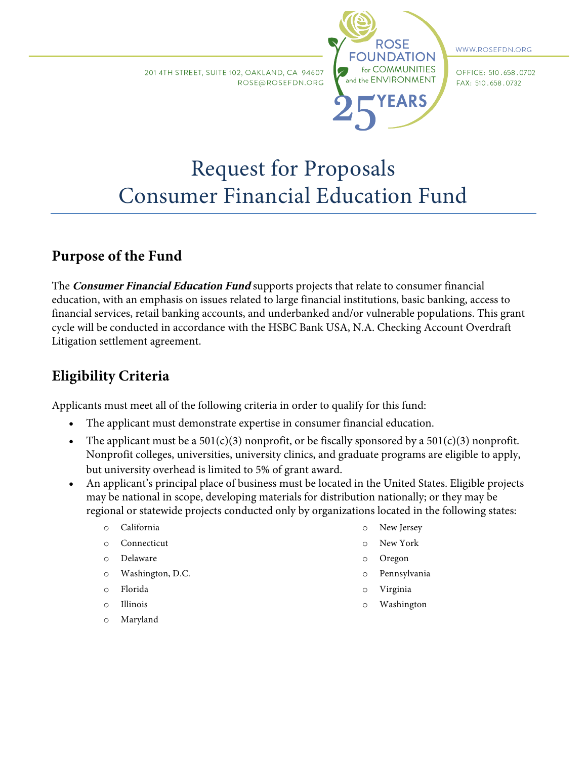201 4TH STREET, SUITE 102, OAKLAND, CA 94607
ROSE@ROSEFDN.ORG

ROSE FOUNDATION for COMMUNITIES and the ENVIRONMENT
25 YEARS

WWW.ROSEFDN.ORG

OFFICE: 510.658.0702
FAX: 510.658.0732

# Request for Proposals
# Consumer Financial Education Fund

## Purpose of the Fund

The ***Consumer Financial Education Fund*** supports projects that relate to consumer financial education, with an emphasis on issues related to large financial institutions, basic banking, access to financial services, retail banking accounts, and underbanked and/or vulnerable populations. This grant cycle will be conducted in accordance with the HSBC Bank USA, N.A. Checking Account Overdraft Litigation settlement agreement.

## Eligibility Criteria

Applicants must meet all of the following criteria in order to qualify for this fund:

- The applicant must demonstrate expertise in consumer financial education.
- The applicant must be a 501(c)(3) nonprofit, or be fiscally sponsored by a 501(c)(3) nonprofit. Nonprofit colleges, universities, university clinics, and graduate programs are eligible to apply, but university overhead is limited to 5% of grant award.
- An applicant's principal place of business must be located in the United States. Eligible projects may be national in scope, developing materials for distribution nationally; or they may be regional or statewide projects conducted only by organizations located in the following states:
    - California
    - Connecticut
    - Delaware
    - Washington, D.C.
    - Florida
    - Illinois
    - Maryland
    - New Jersey
    - New York
    - Oregon
    - Pennsylvania
    - Virginia
    - Washington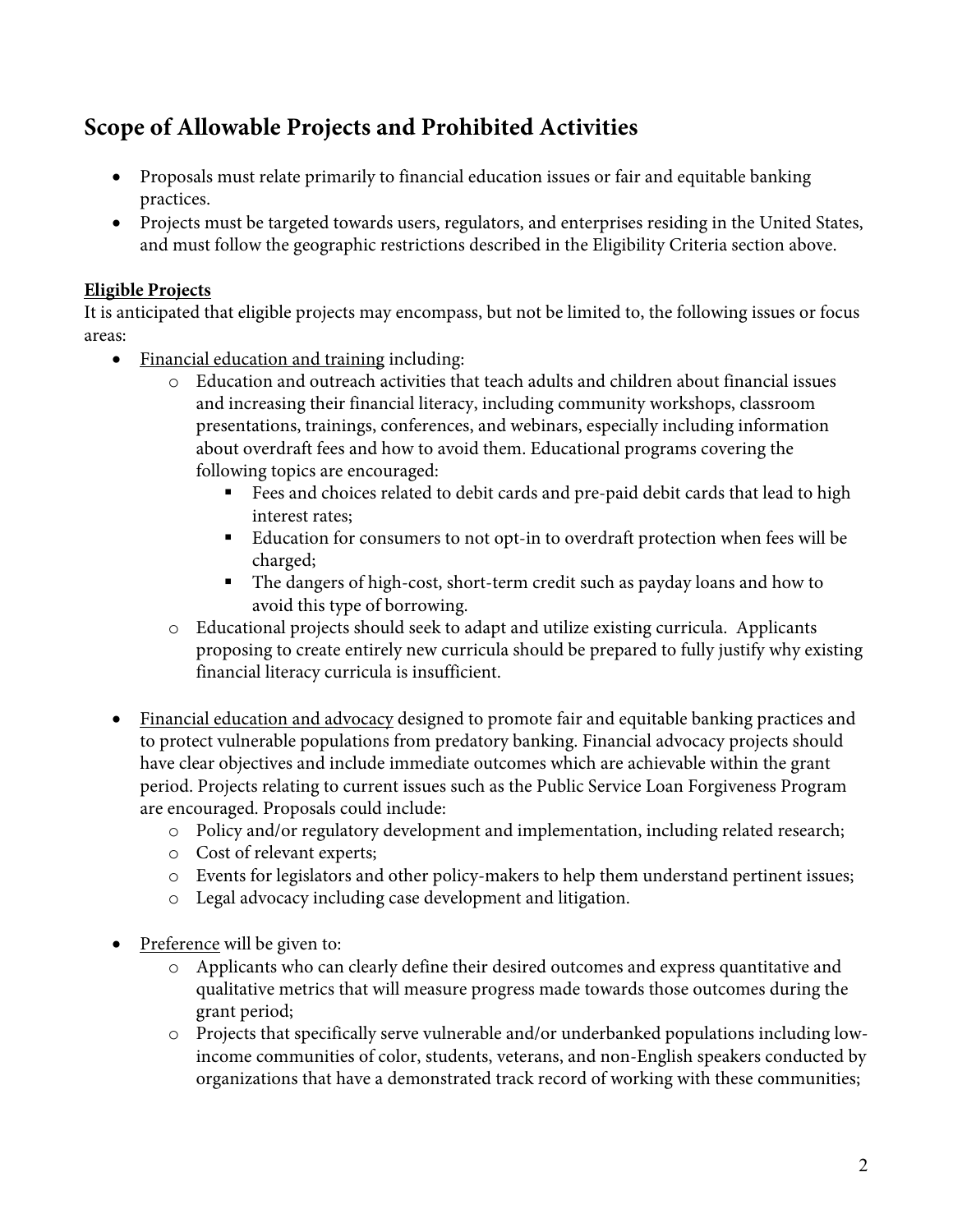## Scope of Allowable Projects and Prohibited Activities

- Proposals must relate primarily to financial education issues or fair and equitable banking practices.
- Projects must be targeted towards users, regulators, and enterprises residing in the United States, and must follow the geographic restrictions described in the Eligibility Criteria section above.

**Eligible Projects**

It is anticipated that eligible projects may encompass, but not be limited to, the following issues or focus areas:

- Financial education and training including:
  - Education and outreach activities that teach adults and children about financial issues and increasing their financial literacy, including community workshops, classroom presentations, trainings, conferences, and webinars, especially including information about overdraft fees and how to avoid them. Educational programs covering the following topics are encouraged:
    - Fees and choices related to debit cards and pre-paid debit cards that lead to high interest rates;
    - Education for consumers to not opt-in to overdraft protection when fees will be charged;
    - The dangers of high-cost, short-term credit such as payday loans and how to avoid this type of borrowing.
  - Educational projects should seek to adapt and utilize existing curricula. Applicants proposing to create entirely new curricula should be prepared to fully justify why existing financial literacy curricula is insufficient.

- Financial education and advocacy designed to promote fair and equitable banking practices and to protect vulnerable populations from predatory banking. Financial advocacy projects should have clear objectives and include immediate outcomes which are achievable within the grant period. Projects relating to current issues such as the Public Service Loan Forgiveness Program are encouraged. Proposals could include:
  - Policy and/or regulatory development and implementation, including related research;
  - Cost of relevant experts;
  - Events for legislators and other policy-makers to help them understand pertinent issues;
  - Legal advocacy including case development and litigation.

- Preference will be given to:
  - Applicants who can clearly define their desired outcomes and express quantitative and qualitative metrics that will measure progress made towards those outcomes during the grant period;
  - Projects that specifically serve vulnerable and/or underbanked populations including low-income communities of color, students, veterans, and non-English speakers conducted by organizations that have a demonstrated track record of working with these communities;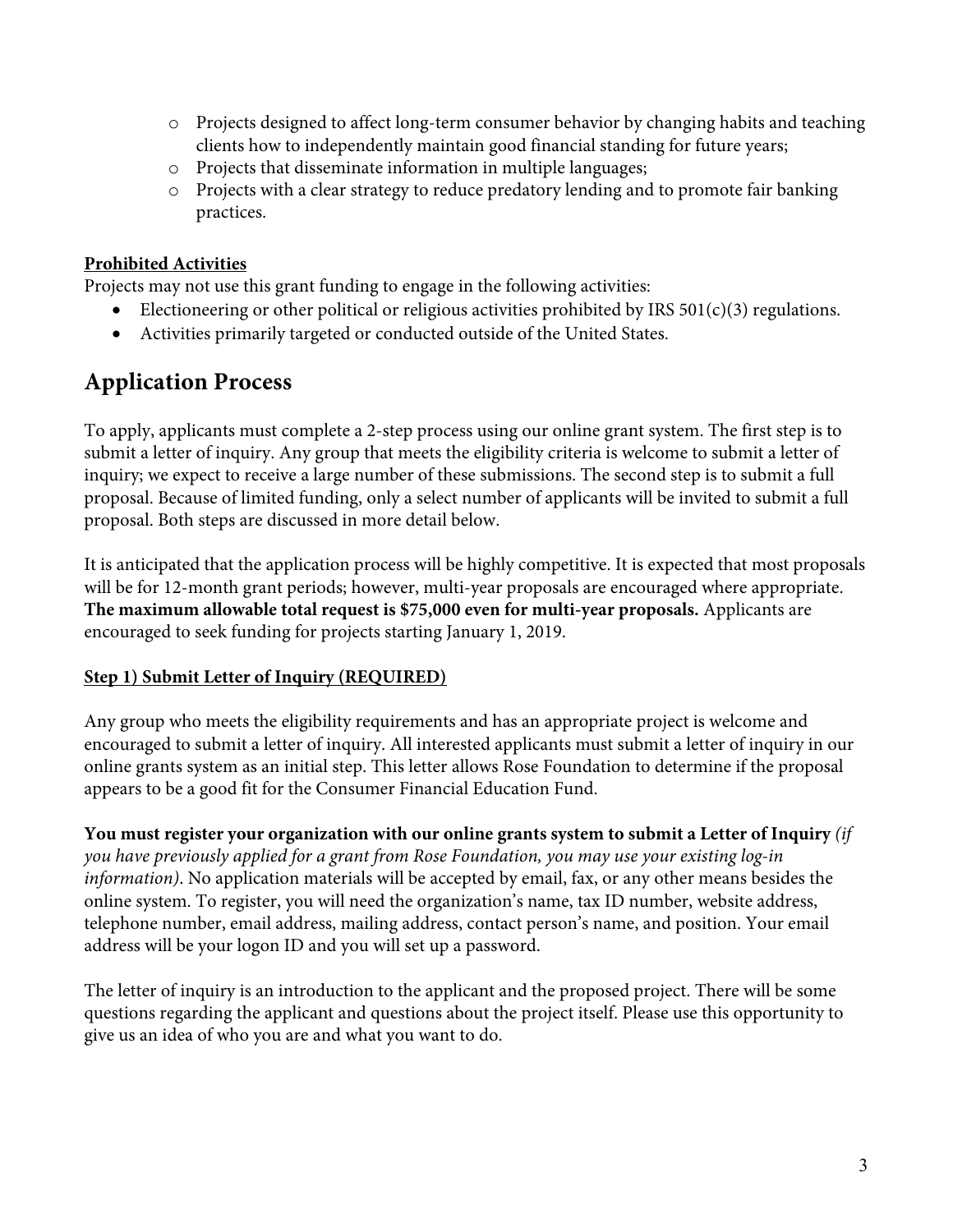- Projects designed to affect long-term consumer behavior by changing habits and teaching clients how to independently maintain good financial standing for future years;
- Projects that disseminate information in multiple languages;
- Projects with a clear strategy to reduce predatory lending and to promote fair banking practices.

**Prohibited Activities**

Projects may not use this grant funding to engage in the following activities:

- Electioneering or other political or religious activities prohibited by IRS 501(c)(3) regulations.
- Activities primarily targeted or conducted outside of the United States.

## Application Process

To apply, applicants must complete a 2-step process using our online grant system. The first step is to submit a letter of inquiry. Any group that meets the eligibility criteria is welcome to submit a letter of inquiry; we expect to receive a large number of these submissions. The second step is to submit a full proposal. Because of limited funding, only a select number of applicants will be invited to submit a full proposal. Both steps are discussed in more detail below.

It is anticipated that the application process will be highly competitive. It is expected that most proposals will be for 12-month grant periods; however, multi-year proposals are encouraged where appropriate. **The maximum allowable total request is $75,000 even for multi-year proposals.** Applicants are encouraged to seek funding for projects starting January 1, 2019.

**Step 1) Submit Letter of Inquiry (REQUIRED)**

Any group who meets the eligibility requirements and has an appropriate project is welcome and encouraged to submit a letter of inquiry. All interested applicants must submit a letter of inquiry in our online grants system as an initial step. This letter allows Rose Foundation to determine if the proposal appears to be a good fit for the Consumer Financial Education Fund.

**You must register your organization with our online grants system to submit a Letter of Inquiry** *(if you have previously applied for a grant from Rose Foundation, you may use your existing log-in information)*. No application materials will be accepted by email, fax, or any other means besides the online system. To register, you will need the organization's name, tax ID number, website address, telephone number, email address, mailing address, contact person's name, and position. Your email address will be your logon ID and you will set up a password.

The letter of inquiry is an introduction to the applicant and the proposed project. There will be some questions regarding the applicant and questions about the project itself. Please use this opportunity to give us an idea of who you are and what you want to do.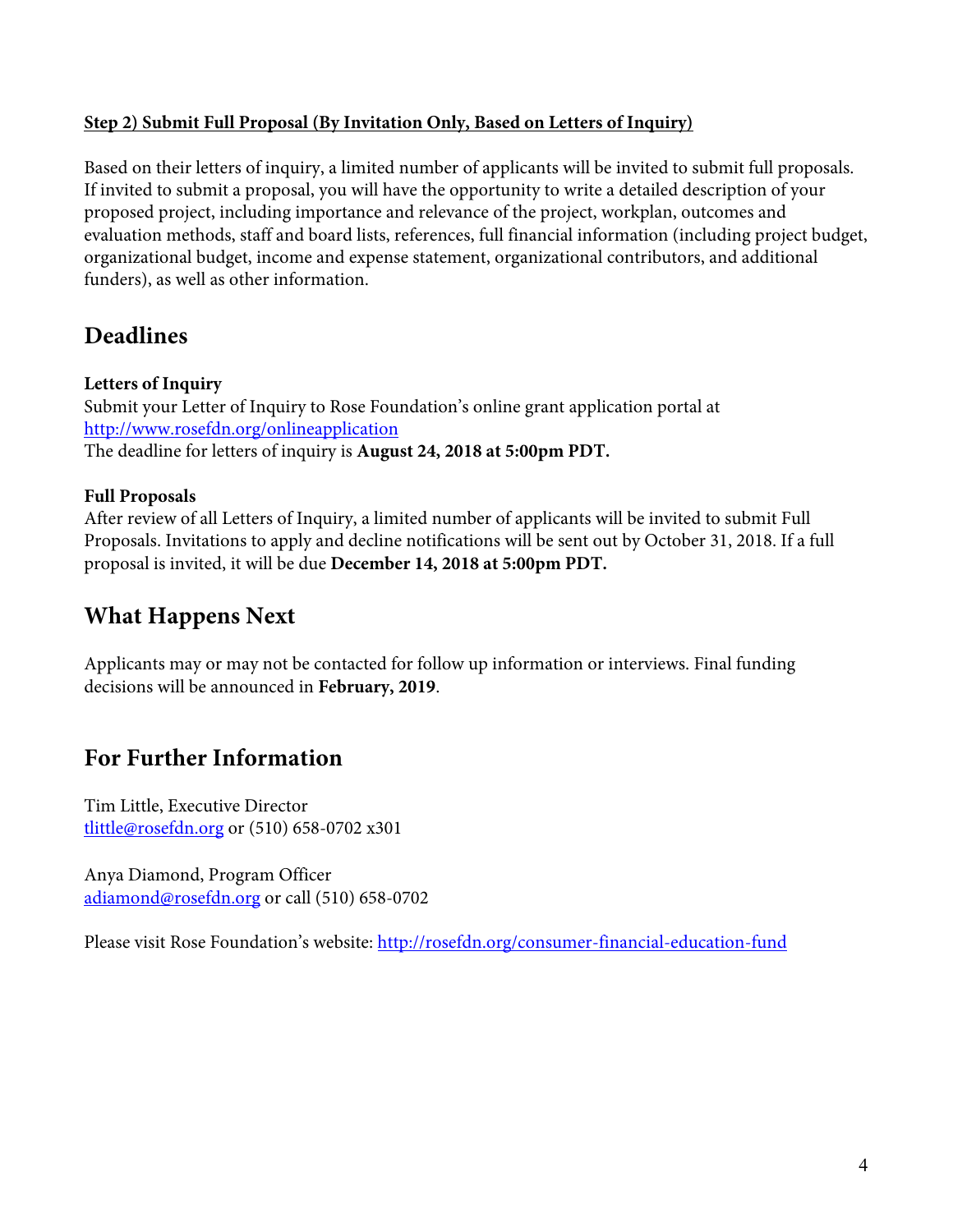**Step 2) Submit Full Proposal (By Invitation Only, Based on Letters of Inquiry)**

Based on their letters of inquiry, a limited number of applicants will be invited to submit full proposals. If invited to submit a proposal, you will have the opportunity to write a detailed description of your proposed project, including importance and relevance of the project, workplan, outcomes and evaluation methods, staff and board lists, references, full financial information (including project budget, organizational budget, income and expense statement, organizational contributors, and additional funders), as well as other information.

## Deadlines

**Letters of Inquiry**
Submit your Letter of Inquiry to Rose Foundation's online grant application portal at [http://www.rosefdn.org/onlineapplication](http://www.rosefdn.org/onlineapplication)
The deadline for letters of inquiry is **August 24, 2018 at 5:00pm PDT.**

**Full Proposals**
After review of all Letters of Inquiry, a limited number of applicants will be invited to submit Full Proposals. Invitations to apply and decline notifications will be sent out by October 31, 2018. If a full proposal is invited, it will be due **December 14, 2018 at 5:00pm PDT.**

## What Happens Next

Applicants may or may not be contacted for follow up information or interviews. Final funding decisions will be announced in **February, 2019**.

## For Further Information

Tim Little, Executive Director
[tlittle@rosefdn.org](mailto:tlittle@rosefdn.org) or (510) 658-0702 x301

Anya Diamond, Program Officer
[adiamond@rosefdn.org](mailto:adiamond@rosefdn.org) or call (510) 658-0702

Please visit Rose Foundation's website: [http://rosefdn.org/consumer-financial-education-fund](http://rosefdn.org/consumer-financial-education-fund)